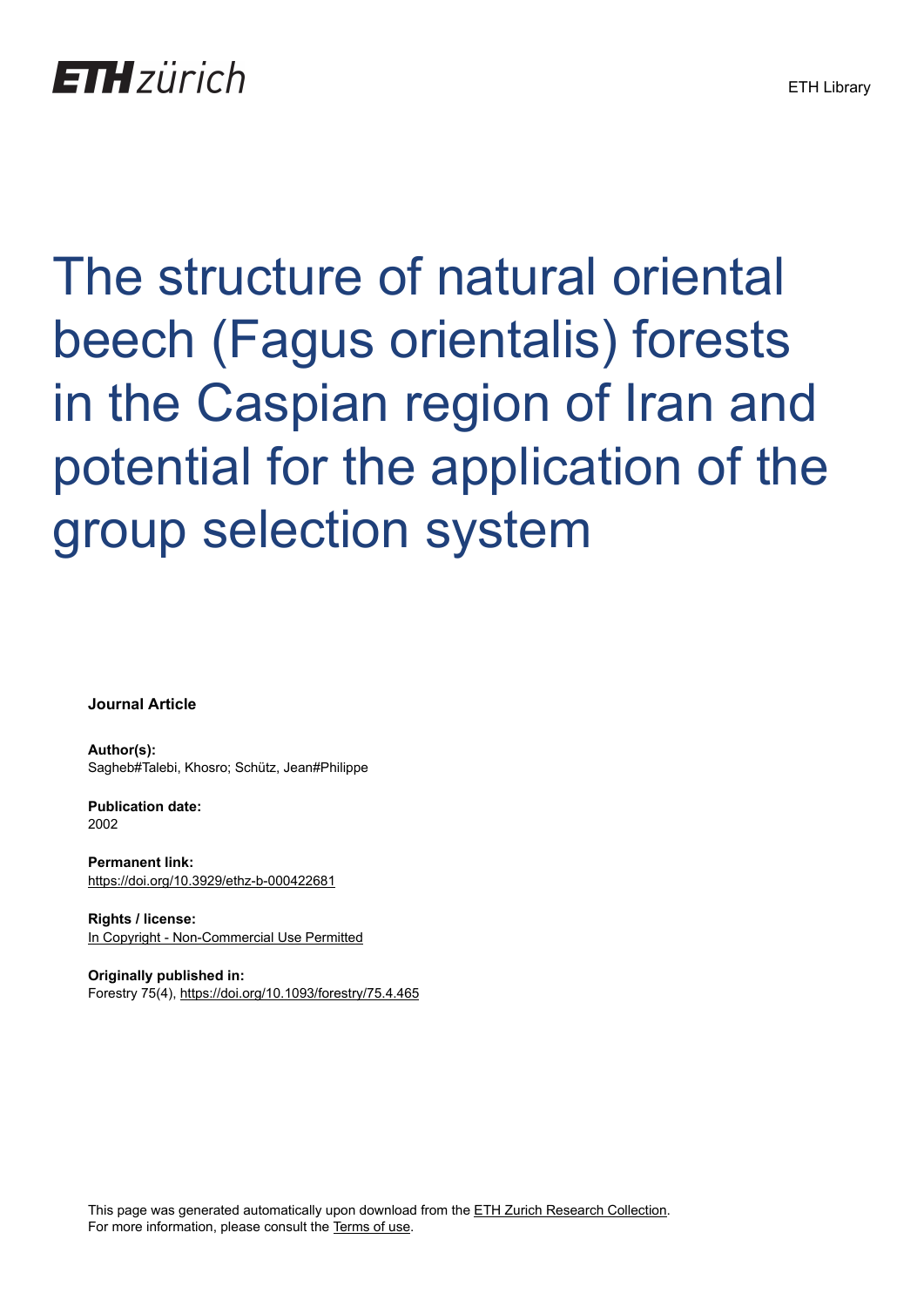ETH zürich

ETH Library

# The structure of natural oriental beech (Fagus orientalis) forests in the Caspian region of Iran and potential for the application of the group selection system

**Journal Article**

**Author(s):**
Sagheb#Talebi, Khosro; Schütz, Jean#Philippe

**Publication date:**
2002

**Permanent link:**
https://doi.org/10.3929/ethz-b-000422681

**Rights / license:**
In Copyright - Non-Commercial Use Permitted

**Originally published in:**
Forestry 75(4), https://doi.org/10.1093/forestry/75.4.465

This page was generated automatically upon download from the ETH Zurich Research Collection.
For more information, please consult the Terms of use.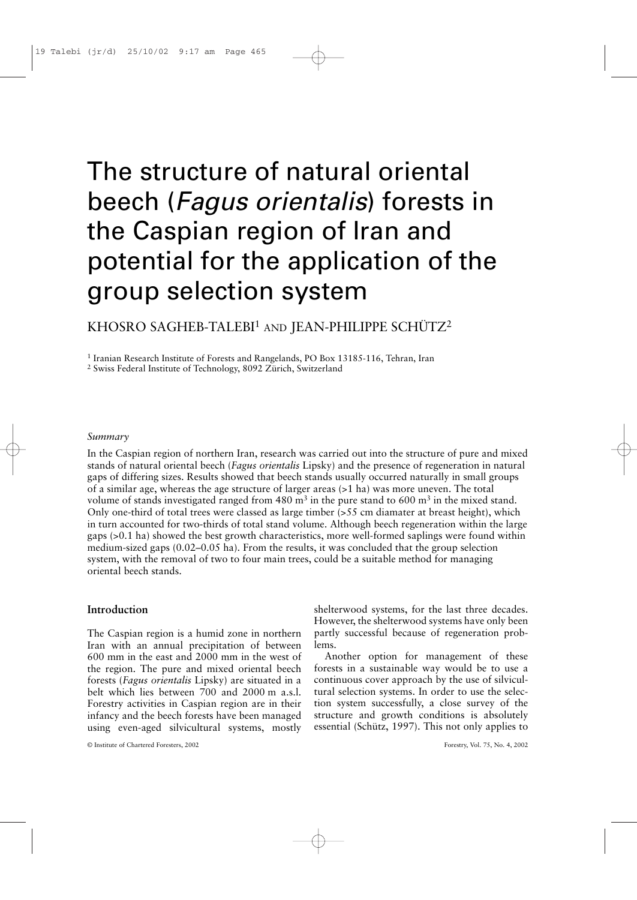# The structure of natural oriental beech (*Fagus orientalis*) forests in the Caspian region of Iran and potential for the application of the group selection system

KHOSRO SAGHEB-TALEBI[1] AND JEAN-PHILIPPE SCHÜTZ[2]

[1] Iranian Research Institute of Forests and Rangelands, PO Box 13185-116, Tehran, Iran
[2] Swiss Federal Institute of Technology, 8092 Zürich, Switzerland

## *Summary*

In the Caspian region of northern Iran, research was carried out into the structure of pure and mixed stands of natural oriental beech (*Fagus orientalis* Lipsky) and the presence of regeneration in natural gaps of differing sizes. Results showed that beech stands usually occurred naturally in small groups of a similar age, whereas the age structure of larger areas (>1 ha) was more uneven. The total volume of stands investigated ranged from 480 $m^3$ in the pure stand to 600 $m^3$ in the mixed stand. Only one-third of total trees were classed as large timber (>55 cm diamater at breast height), which in turn accounted for two-thirds of total stand volume. Although beech regeneration within the large gaps (>0.1 ha) showed the best growth characteristics, more well-formed saplings were found within medium-sized gaps (0.02–0.05 ha). From the results, it was concluded that the group selection system, with the removal of two to four main trees, could be a suitable method for managing oriental beech stands.

## Introduction

The Caspian region is a humid zone in northern Iran with an annual precipitation of between 600 mm in the east and 2000 mm in the west of the region. The pure and mixed oriental beech forests (*Fagus orientalis* Lipsky) are situated in a belt which lies between 700 and 2000 m a.s.l. Forestry activities in Caspian region are in their infancy and the beech forests have been managed using even-aged silvicultural systems, mostly shelterwood systems, for the last three decades. However, the shelterwood systems have only been partly successful because of regeneration problems.

Another option for management of these forests in a sustainable way would be to use a continuous cover approach by the use of silvicultural selection systems. In order to use the selection system successfully, a close survey of the structure and growth conditions is absolutely essential (Schütz, 1997). This not only applies to

© Institute of Chartered Foresters, 2002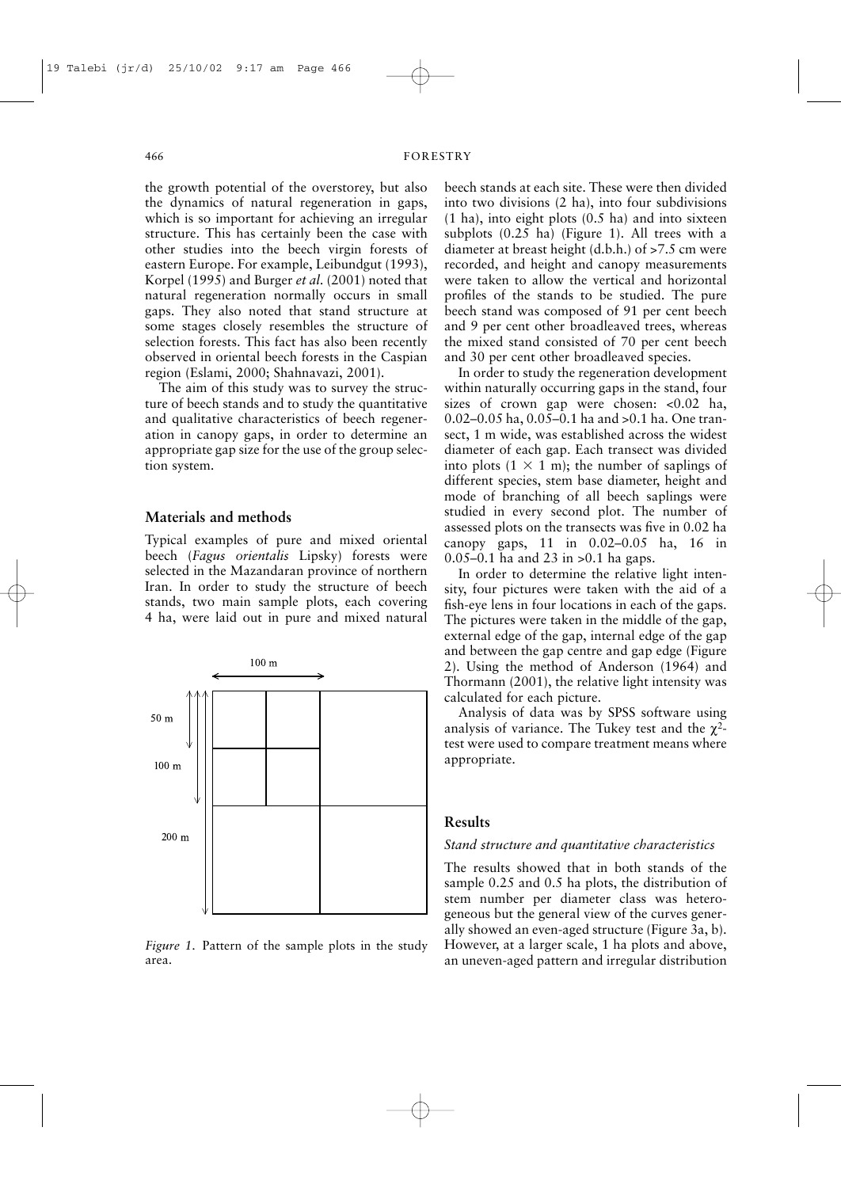the growth potential of the overstorey, but also the dynamics of natural regeneration in gaps, which is so important for achieving an irregular structure. This has certainly been the case with other studies into the beech virgin forests of eastern Europe. For example, Leibundgut (1993), Korpel (1995) and Burger *et al.* (2001) noted that natural regeneration normally occurs in small gaps. They also noted that stand structure at some stages closely resembles the structure of selection forests. This fact has also been recently observed in oriental beech forests in the Caspian region (Eslami, 2000; Shahnavazi, 2001).

The aim of this study was to survey the structure of beech stands and to study the quantitative and qualitative characteristics of beech regeneration in canopy gaps, in order to determine an appropriate gap size for the use of the group selection system.

## Materials and methods

Typical examples of pure and mixed oriental beech (*Fagus orientalis* Lipsky) forests were selected in the Mazandaran province of northern Iran. In order to study the structure of beech stands, two main sample plots, each covering 4 ha, were laid out in pure and mixed natural beech stands at each site. These were then divided into two divisions (2 ha), into four subdivisions (1 ha), into eight plots (0.5 ha) and into sixteen subplots (0.25 ha) (Figure 1). All trees with a diameter at breast height (d.b.h.) of >7.5 cm were recorded, and height and canopy measurements were taken to allow the vertical and horizontal profiles of the stands to be studied. The pure beech stand was composed of 91 per cent beech and 9 per cent other broadleaved trees, whereas the mixed stand consisted of 70 per cent beech and 30 per cent other broadleaved species.

100 m

50 m

100 m

200 m

*Figure 1.* Pattern of the sample plots in the study area.

In order to study the regeneration development within naturally occurring gaps in the stand, four sizes of crown gap were chosen: <0.02 ha, 0.02–0.05 ha, 0.05–0.1 ha and >0.1 ha. One transect, 1 m wide, was established across the widest diameter of each gap. Each transect was divided into plots ($1 \times 1$ m); the number of saplings of different species, stem base diameter, height and mode of branching of all beech saplings were studied in every second plot. The number of assessed plots on the transects was five in 0.02 ha canopy gaps, 11 in 0.02–0.05 ha, 16 in 0.05–0.1 ha and 23 in >0.1 ha gaps.

In order to determine the relative light intensity, four pictures were taken with the aid of a fish-eye lens in four locations in each of the gaps. The pictures were taken in the middle of the gap, external edge of the gap, internal edge of the gap and between the gap centre and gap edge (Figure 2). Using the method of Anderson (1964) and Thormann (2001), the relative light intensity was calculated for each picture.

Analysis of data was by SPSS software using analysis of variance. The Tukey test and the $\chi^2$-test were used to compare treatment means where appropriate.

## Results

### *Stand structure and quantitative characteristics*

The results showed that in both stands of the sample 0.25 and 0.5 ha plots, the distribution of stem number per diameter class was heterogeneous but the general view of the curves generally showed an even-aged structure (Figure 3a, b). However, at a larger scale, 1 ha plots and above, an uneven-aged pattern and irregular distribution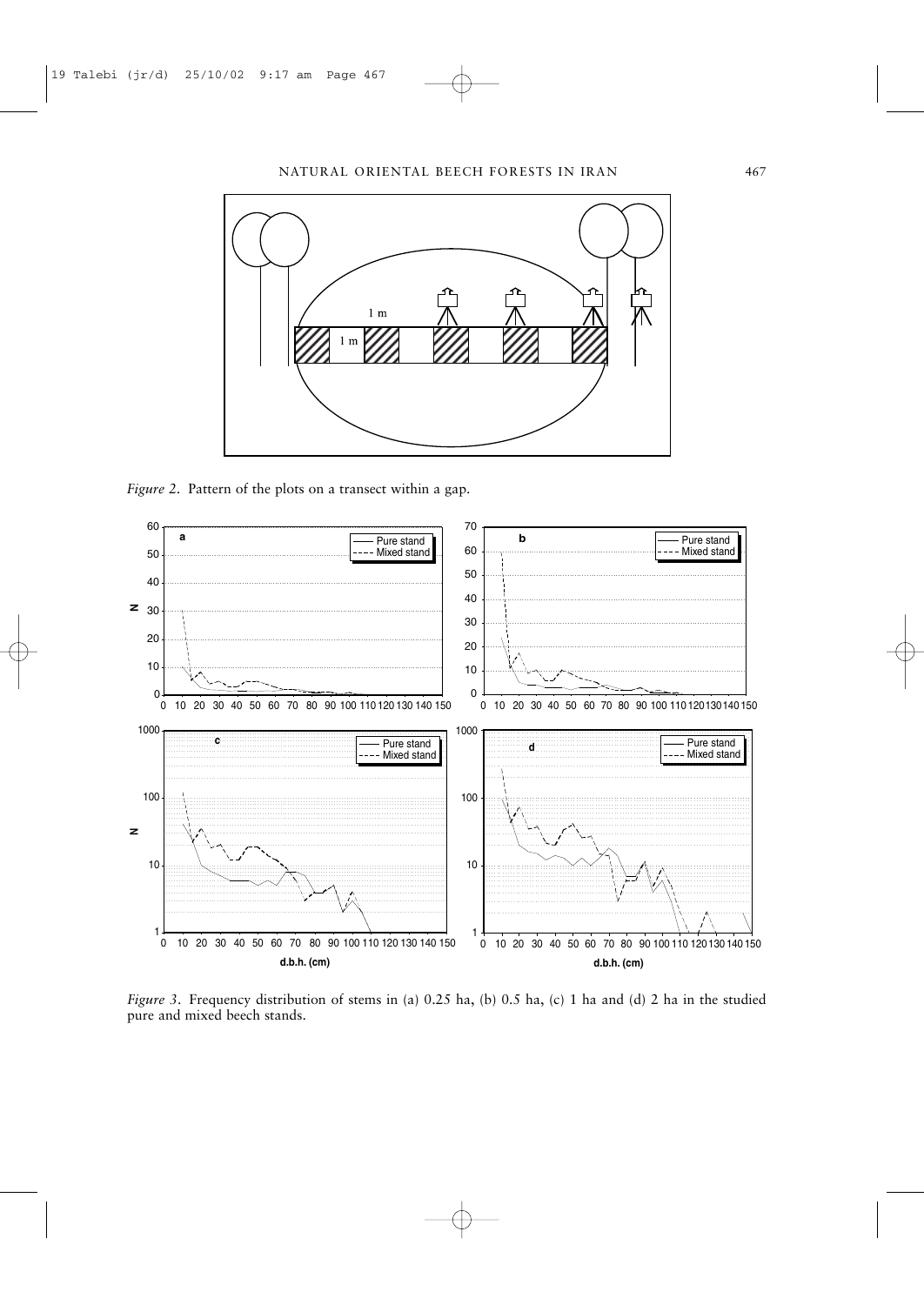*Figure 2*. Pattern of the plots on a transect within a gap.

*Figure 3*. Frequency distribution of stems in (a) 0.25 ha, (b) 0.5 ha, (c) 1 ha and (d) 2 ha in the studied pure and mixed beech stands.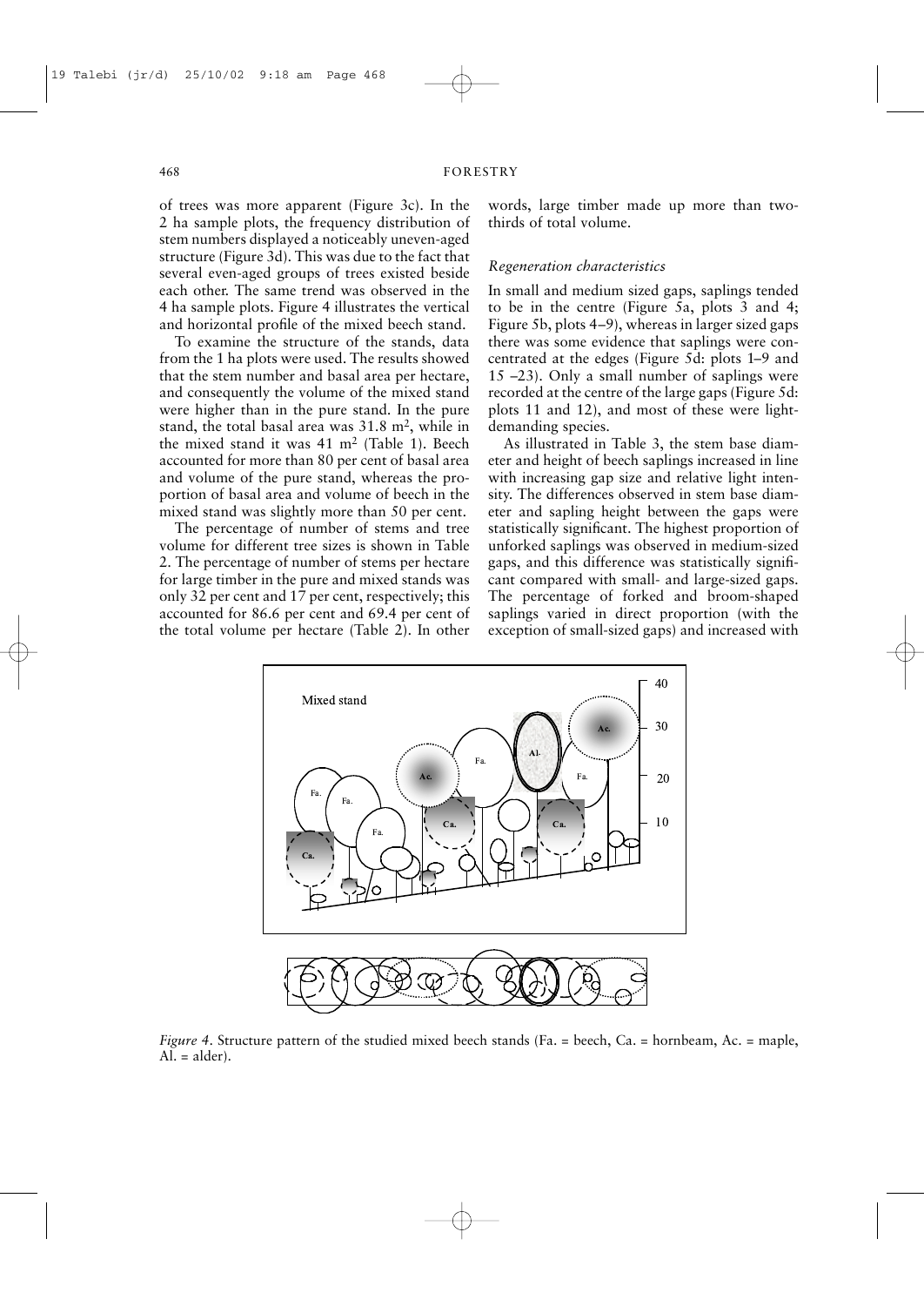of trees was more apparent (Figure 3c). In the 2 ha sample plots, the frequency distribution of stem numbers displayed a noticeably uneven-aged structure (Figure 3d). This was due to the fact that several even-aged groups of trees existed beside each other. The same trend was observed in the 4 ha sample plots. Figure 4 illustrates the vertical and horizontal profile of the mixed beech stand.

To examine the structure of the stands, data from the 1 ha plots were used. The results showed that the stem number and basal area per hectare, and consequently the volume of the mixed stand were higher than in the pure stand. In the pure stand, the total basal area was 31.8 m$^2$, while in the mixed stand it was 41 m$^2$ (Table 1). Beech accounted for more than 80 per cent of basal area and volume of the pure stand, whereas the proportion of basal area and volume of beech in the mixed stand was slightly more than 50 per cent.

The percentage of number of stems and tree volume for different tree sizes is shown in Table 2. The percentage of number of stems per hectare for large timber in the pure and mixed stands was only 32 per cent and 17 per cent, respectively; this accounted for 86.6 per cent and 69.4 per cent of the total volume per hectare (Table 2). In other words, large timber made up more than two-thirds of total volume.

### *Regeneration characteristics*

In small and medium sized gaps, saplings tended to be in the centre (Figure 5a, plots 3 and 4; Figure 5b, plots 4–9), whereas in larger sized gaps there was some evidence that saplings were concentrated at the edges (Figure 5d: plots 1–9 and 15 –23). Only a small number of saplings were recorded at the centre of the large gaps (Figure 5d: plots 11 and 12), and most of these were light-demanding species.

As illustrated in Table 3, the stem base diameter and height of beech saplings increased in line with increasing gap size and relative light intensity. The differences observed in stem base diameter and sapling height between the gaps were statistically significant. The highest proportion of unforked saplings was observed in medium-sized gaps, and this difference was statistically significant compared with small- and large-sized gaps. The percentage of forked and broom-shaped saplings varied in direct proportion (with the exception of small-sized gaps) and increased with

*Figure 4*. Structure pattern of the studied mixed beech stands (Fa. = beech, Ca. = hornbeam, Ac. = maple, Al. = alder).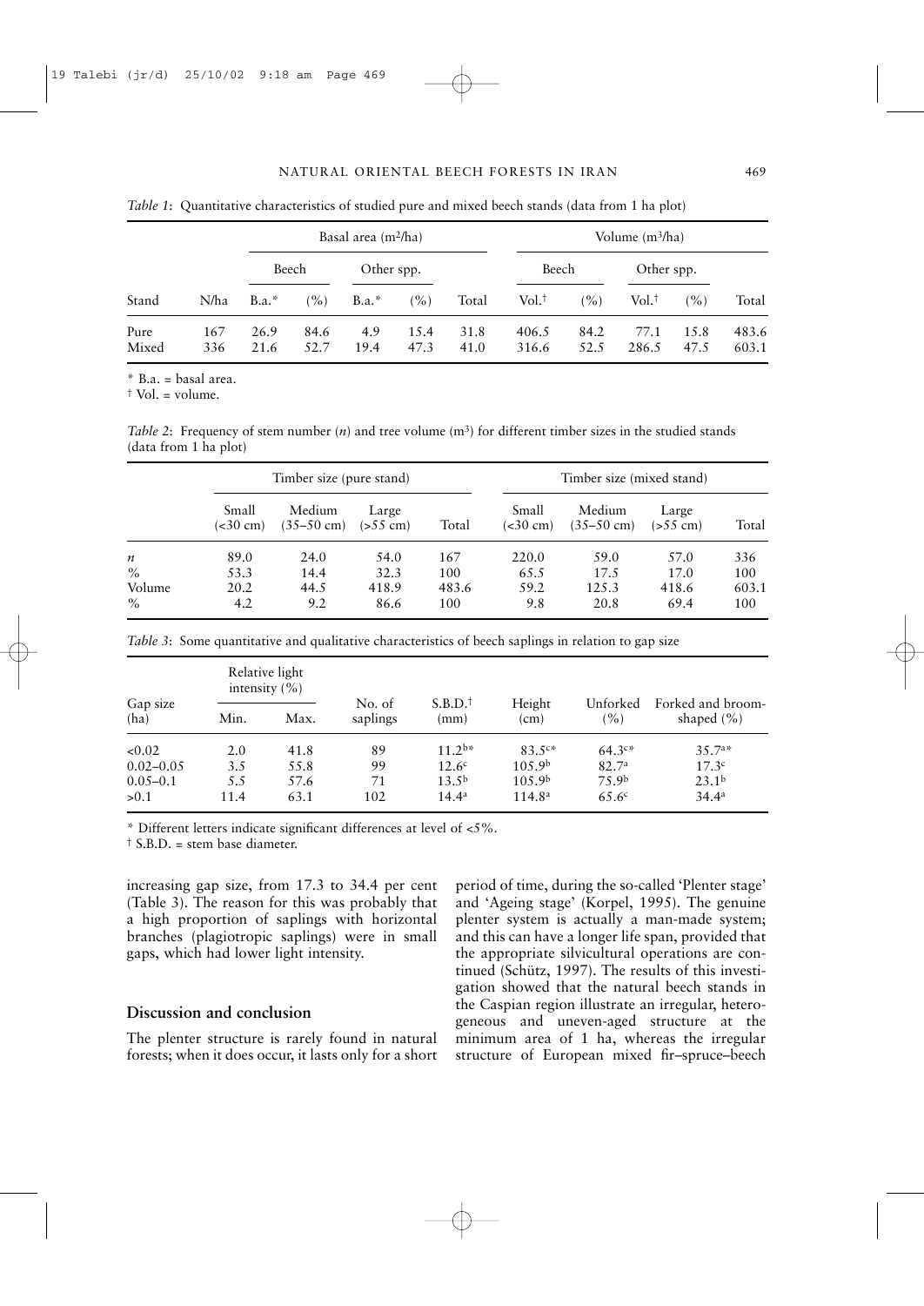*Table 1*: Quantitative characteristics of studied pure and mixed beech stands (data from 1 ha plot)

| | | Basal area (m²/ha) | | | | | Volume (m³/ha) | | | | |
|---|---|---|---|---|---|---|---|---|---|---|---|
| | | Beech | | Other spp. | | | Beech | | Other spp. | | |
| Stand | N/ha | B.a.* | (%) | B.a.* | (%) | Total | Vol.† | (%) | Vol.† | (%) | Total |
| Pure | 167 | 26.9 | 84.6 | 4.9 | 15.4 | 31.8 | 406.5 | 84.2 | 77.1 | 15.8 | 483.6 |
| Mixed | 336 | 21.6 | 52.7 | 19.4 | 47.3 | 41.0 | 316.6 | 52.5 | 286.5 | 47.5 | 603.1 |

\* B.a. = basal area.

† Vol. = volume.

*Table 2*: Frequency of stem number ($n$) and tree volume (m³) for different timber sizes in the studied stands (data from 1 ha plot)

| | Timber size (pure stand) | | | | Timber size (mixed stand) | | | |
|---|---|---|---|---|---|---|---|---|
| | Small (<30 cm) | Medium (35–50 cm) | Large (>55 cm) | Total | Small (<30 cm) | Medium (35–50 cm) | Large (>55 cm) | Total |
| $n$ | 89.0 | 24.0 | 54.0 | 167 | 220.0 | 59.0 | 57.0 | 336 |
| % | 53.3 | 14.4 | 32.3 | 100 | 65.5 | 17.5 | 17.0 | 100 |
| Volume | 20.2 | 44.5 | 418.9 | 483.6 | 59.2 | 125.3 | 418.6 | 603.1 |
| % | 4.2 | 9.2 | 86.6 | 100 | 9.8 | 20.8 | 69.4 | 100 |

*Table 3*: Some quantitative and qualitative characteristics of beech saplings in relation to gap size

| Gap size (ha) | Relative light intensity (%) | | No. of saplings | S.B.D.† (mm) | Height (cm) | Unforked (%) | Forked and broom-shaped (%) |
|---|---|---|---|---|---|---|---|
| | Min. | Max. | | | | | |
| <0.02 | 2.0 | 41.8 | 89 | 11.2[b]* | 83.5[c]* | 64.3[c]* | 35.7[a]* |
| 0.02–0.05 | 3.5 | 55.8 | 99 | 12.6[c] | 105.9[b] | 82.7[a] | 17.3[c] |
| 0.05–0.1 | 5.5 | 57.6 | 71 | 13.5[b] | 105.9[b] | 75.9[b] | 23.1[b] |
| >0.1 | 11.4 | 63.1 | 102 | 14.4[a] | 114.8[a] | 65.6[c] | 34.4[a] |

\* Different letters indicate significant differences at level of <5%.

† S.B.D. = stem base diameter.

increasing gap size, from 17.3 to 34.4 per cent (Table 3). The reason for this was probably that a high proportion of saplings with horizontal branches (plagiotropic saplings) were in small gaps, which had lower light intensity.

## Discussion and conclusion

The plenter structure is rarely found in natural forests; when it does occur, it lasts only for a short period of time, during the so-called 'Plenter stage' and 'Ageing stage' (Korpel, 1995). The genuine plenter system is actually a man-made system; and this can have a longer life span, provided that the appropriate silvicultural operations are continued (Schütz, 1997). The results of this investigation showed that the natural beech stands in the Caspian region illustrate an irregular, heterogeneous and uneven-aged structure at the minimum area of 1 ha, whereas the irregular structure of European mixed fir–spruce–beech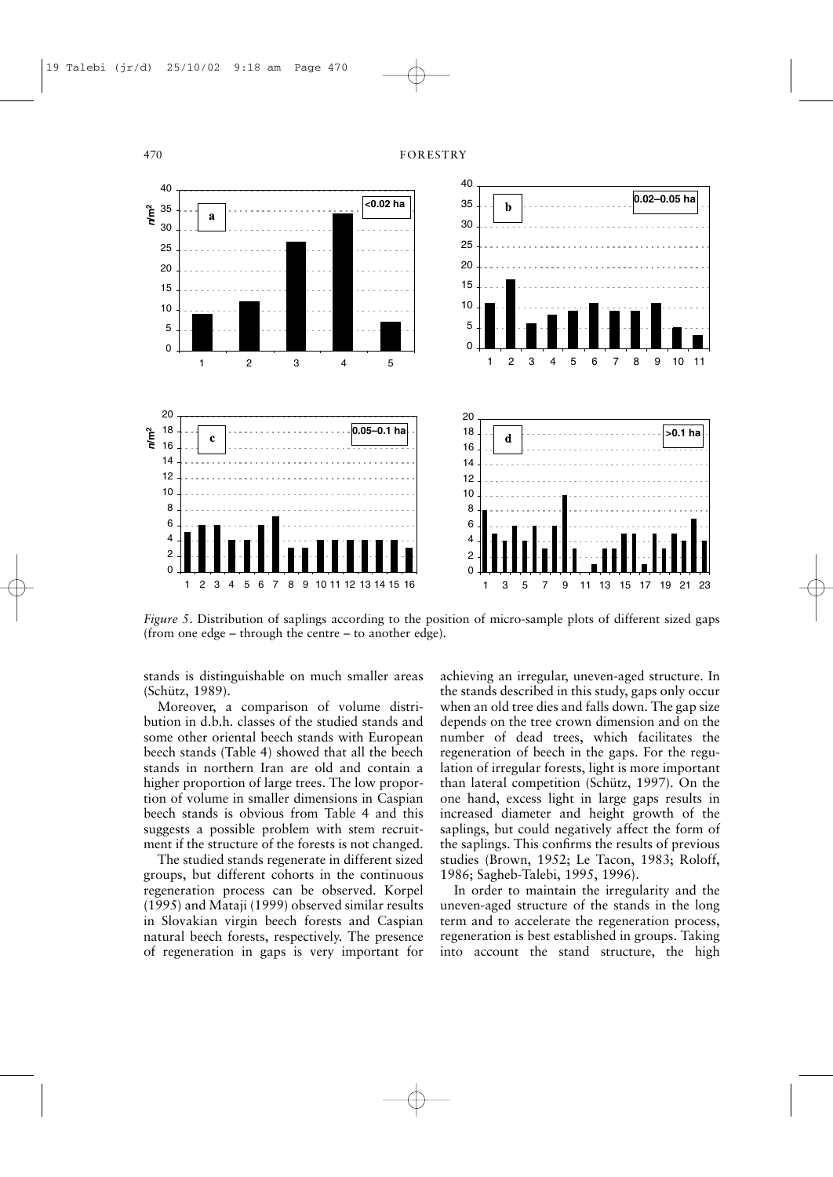*Figure 5*. Distribution of saplings according to the position of micro-sample plots of different sized gaps (from one edge – through the centre – to another edge).

stands is distinguishable on much smaller areas (Schütz, 1989).

Moreover, a comparison of volume distribution in d.b.h. classes of the studied stands and some other oriental beech stands with European beech stands (Table 4) showed that all the beech stands in northern Iran are old and contain a higher proportion of large trees. The low proportion of volume in smaller dimensions in Caspian beech stands is obvious from Table 4 and this suggests a possible problem with stem recruitment if the structure of the forests is not changed.

The studied stands regenerate in different sized groups, but different cohorts in the continuous regeneration process can be observed. Korpel (1995) and Mataji (1999) observed similar results in Slovakian virgin beech forests and Caspian natural beech forests, respectively. The presence of regeneration in gaps is very important for achieving an irregular, uneven-aged structure. In the stands described in this study, gaps only occur when an old tree dies and falls down. The gap size depends on the tree crown dimension and on the number of dead trees, which facilitates the regeneration of beech in the gaps. For the regulation of irregular forests, light is more important than lateral competition (Schütz, 1997). On the one hand, excess light in large gaps results in increased diameter and height growth of the saplings, but could negatively affect the form of the saplings. This confirms the results of previous studies (Brown, 1952; Le Tacon, 1983; Roloff, 1986; Sagheb-Talebi, 1995, 1996).

In order to maintain the irregularity and the uneven-aged structure of the stands in the long term and to accelerate the regeneration process, regeneration is best established in groups. Taking into account the stand structure, the high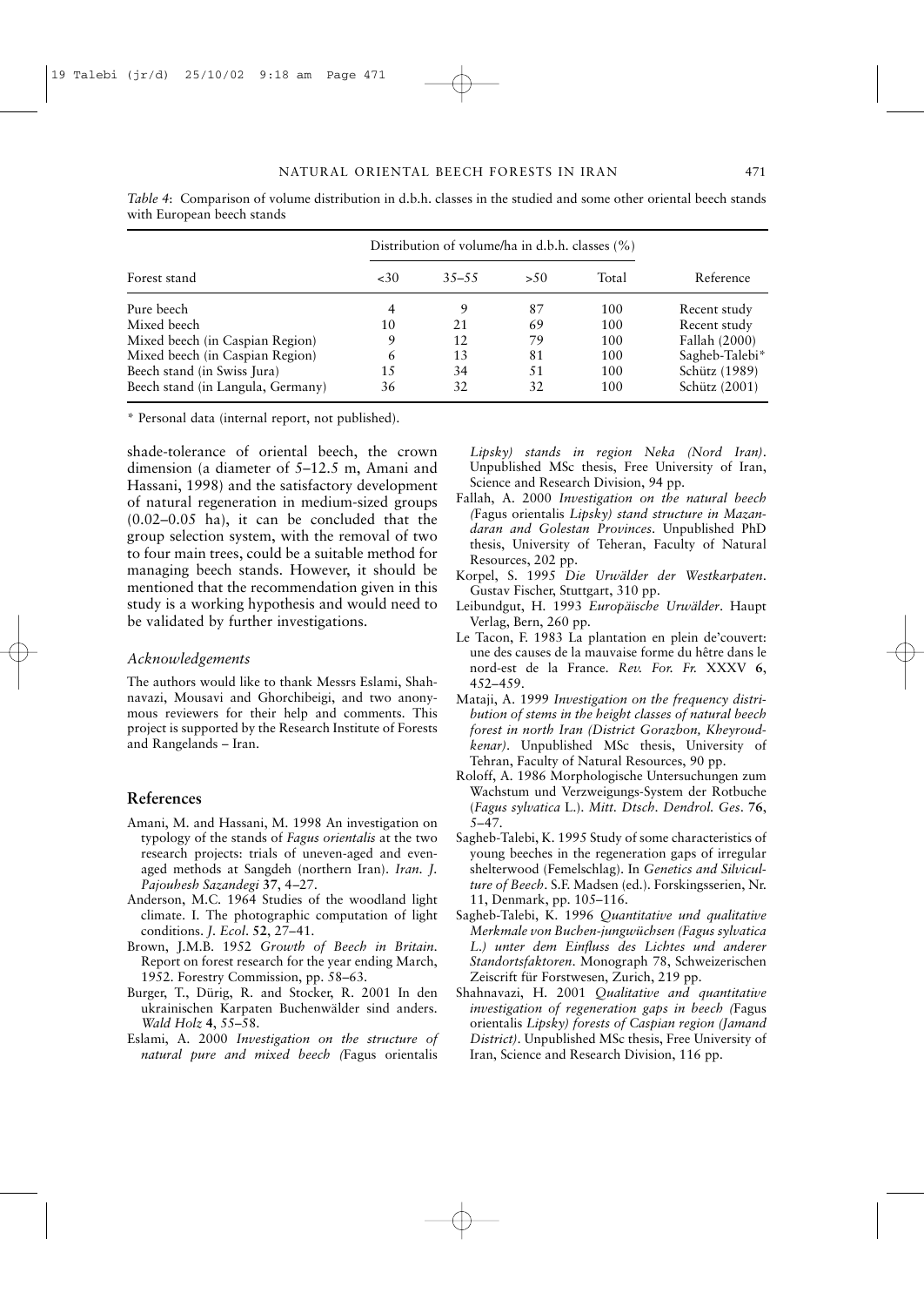*Table 4*: Comparison of volume distribution in d.b.h. classes in the studied and some other oriental beech stands with European beech stands

| Forest stand | Distribution of volume/ha in d.b.h. classes (%) | | | | Reference |
|---|---|---|---|---|---|
| | <30 | 35–55 | >50 | Total | |
| Pure beech | 4 | 9 | 87 | 100 | Recent study |
| Mixed beech | 10 | 21 | 69 | 100 | Recent study |
| Mixed beech (in Caspian Region) | 9 | 12 | 79 | 100 | Fallah (2000) |
| Mixed beech (in Caspian Region) | 6 | 13 | 81 | 100 | Sagheb-Talebi* |
| Beech stand (in Swiss Jura) | 15 | 34 | 51 | 100 | Schütz (1989) |
| Beech stand (in Langula, Germany) | 36 | 32 | 32 | 100 | Schütz (2001) |

\* Personal data (internal report, not published).

shade-tolerance of oriental beech, the crown dimension (a diameter of 5–12.5 m, Amani and Hassani, 1998) and the satisfactory development of natural regeneration in medium-sized groups (0.02–0.05 ha), it can be concluded that the group selection system, with the removal of two to four main trees, could be a suitable method for managing beech stands. However, it should be mentioned that the recommendation given in this study is a working hypothesis and would need to be validated by further investigations.

### *Acknowledgements*

The authors would like to thank Messrs Eslami, Shahnavazi, Mousavi and Ghorchibeigi, and two anonymous reviewers for their help and comments. This project is supported by the Research Institute of Forests and Rangelands – Iran.

## References

- Amani, M. and Hassani, M. 1998 An investigation on typology of the stands of *Fagus orientalis* at the two research projects: trials of uneven-aged and even-aged methods at Sangdeh (northern Iran). *Iran. J. Pajouhesh Sazandegi* **37**, 4–27.
- Anderson, M.C. 1964 Studies of the woodland light climate. I. The photographic computation of light conditions. *J. Ecol.* **52**, 27–41.
- Brown, J.M.B. 1952 *Growth of Beech in Britain.* Report on forest research for the year ending March, 1952. Forestry Commission, pp. 58–63.
- Burger, T., Dürig, R. and Stocker, R. 2001 In den ukrainischen Karpaten Buchenwälder sind anders. *Wald Holz* **4**, 55–58.
- Eslami, A. 2000 *Investigation on the structure of natural pure and mixed beech (*Fagus orientalis *Lipsky) stands in region Neka (Nord Iran).* Unpublished MSc thesis, Free University of Iran, Science and Research Division, 94 pp.
- Fallah, A. 2000 *Investigation on the natural beech (*Fagus orientalis *Lipsky) stand structure in Mazandaran and Golestan Provinces.* Unpublished PhD thesis, University of Teheran, Faculty of Natural Resources, 202 pp.
- Korpel, S. 1995 *Die Urwälder der Westkarpaten.* Gustav Fischer, Stuttgart, 310 pp.
- Leibundgut, H. 1993 *Europäische Urwälder.* Haupt Verlag, Bern, 260 pp.
- Le Tacon, F. 1983 La plantation en plein de'couvert: une des causes de la mauvaise forme du hêtre dans le nord-est de la France. *Rev. For. Fr.* XXXV **6**, 452–459.
- Mataji, A. 1999 *Investigation on the frequency distribution of stems in the height classes of natural beech forest in north Iran (District Gorazbon, Kheyroudkenar).* Unpublished MSc thesis, University of Tehran, Faculty of Natural Resources, 90 pp.
- Roloff, A. 1986 Morphologische Untersuchungen zum Wachstum und Verzweigungs-System der Rotbuche (*Fagus sylvatica* L.). *Mitt. Dtsch. Dendrol. Ges.* **76**, 5–47.
- Sagheb-Talebi, K. 1995 Study of some characteristics of young beeches in the regeneration gaps of irregular shelterwood (Femelschlag). In *Genetics and Silviculture of Beech.* S.F. Madsen (ed.). Forskingsserien, Nr. 11, Denmark, pp. 105–116.
- Sagheb-Talebi, K. 1996 *Quantitative und qualitative Merkmale von Buchen-jungwüchsen (Fagus sylvatica L.) unter dem Einfluss des Lichtes und anderer Standortsfaktoren.* Monograph 78, Schweizerischen Zeiscrift für Forstwesen, Zurich, 219 pp.
- Shahnavazi, H. 2001 *Qualitative and quantitative investigation of regeneration gaps in beech (*Fagus orientalis *Lipsky) forests of Caspian region (Jamand District).* Unpublished MSc thesis, Free University of Iran, Science and Research Division, 116 pp.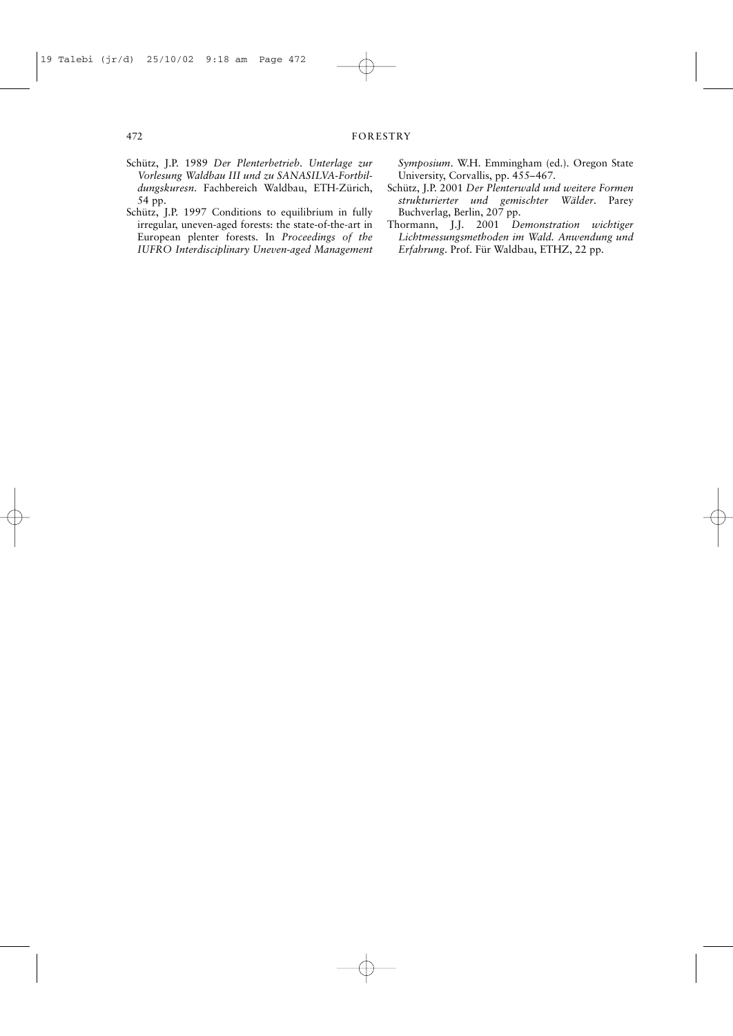Schütz, J.P. 1989 *Der Plenterbetrieb. Unterlage zur Vorlesung Waldbau III und zu SANASILVA-Fortbildungskuresn*. Fachbereich Waldbau, ETH-Zürich, 54 pp.

Schütz, J.P. 1997 Conditions to equilibrium in fully irregular, uneven-aged forests: the state-of-the-art in European plenter forests. In *Proceedings of the IUFRO Interdisciplinary Uneven-aged Management Symposium*. W.H. Emmingham (ed.). Oregon State University, Corvallis, pp. 455–467.

Schütz, J.P. 2001 *Der Plenterwald und weitere Formen strukturierter und gemischter Wälder*. Parey Buchverlag, Berlin, 207 pp.

Thormann, J.J. 2001 *Demonstration wichtiger Lichtmessungsmethoden im Wald. Anwendung und Erfahrung*. Prof. Für Waldbau, ETHZ, 22 pp.